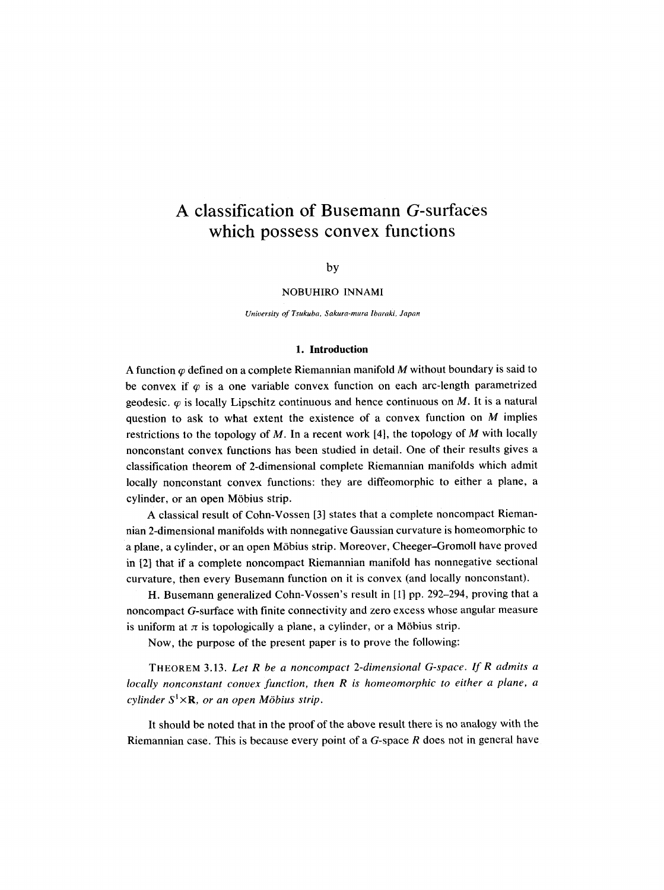# A classification of Busemann $G$-surfaces which possess convex functions

by

NOBUHIRO INNAMI

*University of Tsukuba, Sakura-mura Ibaraki, Japan*

## 1. Introduction

A function $\varphi$ defined on a complete Riemannian manifold $M$ without boundary is said to be convex if $\varphi$ is a one variable convex function on each arc-length parametrized geodesic. $\varphi$ is locally Lipschitz continuous and hence continuous on $M$. It is a natural question to ask to what extent the existence of a convex function on $M$ implies restrictions to the topology of $M$. In a recent work [4], the topology of $M$ with locally nonconstant convex functions has been studied in detail. One of their results gives a classification theorem of 2-dimensional complete Riemannian manifolds which admit locally nonconstant convex functions: they are diffeomorphic to either a plane, a cylinder, or an open Möbius strip.

A classical result of Cohn-Vossen [3] states that a complete noncompact Riemannian 2-dimensional manifolds with nonnegative Gaussian curvature is homeomorphic to a plane, a cylinder, or an open Möbius strip. Moreover, Cheeger–Gromoll have proved in [2] that if a complete noncompact Riemannian manifold has nonnegative sectional curvature, then every Busemann function on it is convex (and locally nonconstant).

H. Busemann generalized Cohn-Vossen's result in [1] pp. 292–294, proving that a noncompact $G$-surface with finite connectivity and zero excess whose angular measure is uniform at $\pi$ is topologically a plane, a cylinder, or a Möbius strip.

Now, the purpose of the present paper is to prove the following:

THEOREM 3.13. *Let $R$ be a noncompact 2-dimensional $G$-space. If $R$ admits a locally nonconstant convex function, then $R$ is homeomorphic to either a plane, a cylinder $S^1 \times \mathbf{R}$, or an open Möbius strip.*

It should be noted that in the proof of the above result there is no analogy with the Riemannian case. This is because every point of a $G$-space $R$ does not in general have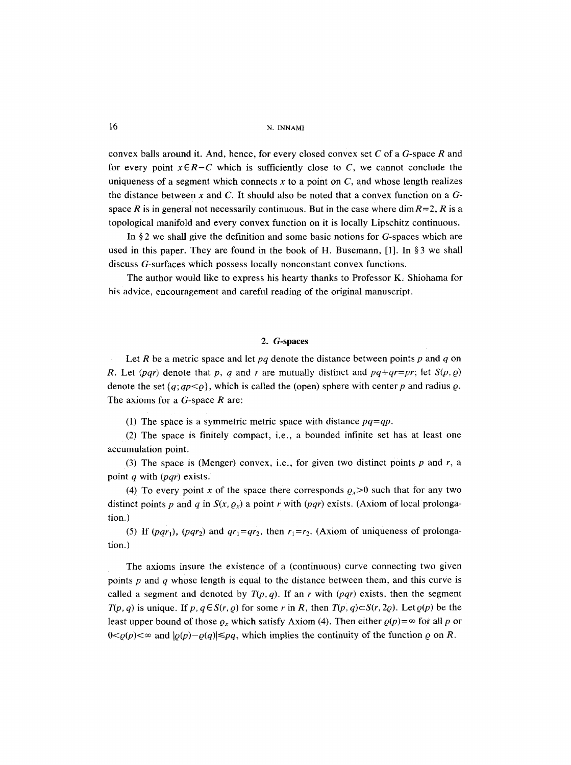convex balls around it. And, hence, for every closed convex set $C$ of a $G$-space $R$ and for every point $x \in R - C$ which is sufficiently close to $C$, we cannot conclude the uniqueness of a segment which connects $x$ to a point on $C$, and whose length realizes the distance between $x$ and $C$. It should also be noted that a convex function on a $G$-space $R$ is in general not necessarily continuous. But in the case where $\dim R = 2$, $R$ is a topological manifold and every convex function on it is locally Lipschitz continuous.

In § 2 we shall give the definition and some basic notions for $G$-spaces which are used in this paper. They are found in the book of H. Busemann, [1]. In § 3 we shall discuss $G$-surfaces which possess locally nonconstant convex functions.

The author would like to express his hearty thanks to Professor K. Shiohama for his advice, encouragement and careful reading of the original manuscript.

## 2. $G$-spaces

Let $R$ be a metric space and let $pq$ denote the distance between points $p$ and $q$ on $R$. Let $(pqr)$ denote that $p$, $q$ and $r$ are mutually distinct and $pq + qr = pr$; let $S(p, \varrho)$ denote the set $\{q; qp < \varrho\}$, which is called the (open) sphere with center $p$ and radius $\varrho$. The axioms for a $G$-space $R$ are:

(1) The space is a symmetric metric space with distance $pq = qp$.

(2) The space is finitely compact, i.e., a bounded infinite set has at least one accumulation point.

(3) The space is (Menger) convex, i.e., for given two distinct points $p$ and $r$, a point $q$ with $(pqr)$ exists.

(4) To every point $x$ of the space there corresponds $\varrho_x > 0$ such that for any two distinct points $p$ and $q$ in $S(x, \varrho_x)$ a point $r$ with $(pqr)$ exists. (Axiom of local prolongation.)

(5) If $(pqr_1)$, $(pqr_2)$ and $qr_1 = qr_2$, then $r_1 = r_2$. (Axiom of uniqueness of prolongation.)

The axioms insure the existence of a (continuous) curve connecting two given points $p$ and $q$ whose length is equal to the distance between them, and this curve is called a segment and denoted by $T(p, q)$. If an $r$ with $(pqr)$ exists, then the segment $T(p, q)$ is unique. If $p, q \in S(r, \varrho)$ for some $r$ in $R$, then $T(p, q) \subset S(r, 2\varrho)$. Let $\varrho(p)$ be the least upper bound of those $\varrho_x$ which satisfy Axiom (4). Then either $\varrho(p) = \infty$ for all $p$ or $0 < \varrho(p) < \infty$ and $|\varrho(p) - \varrho(q)| \leq pq$, which implies the continuity of the function $\varrho$ on $R$.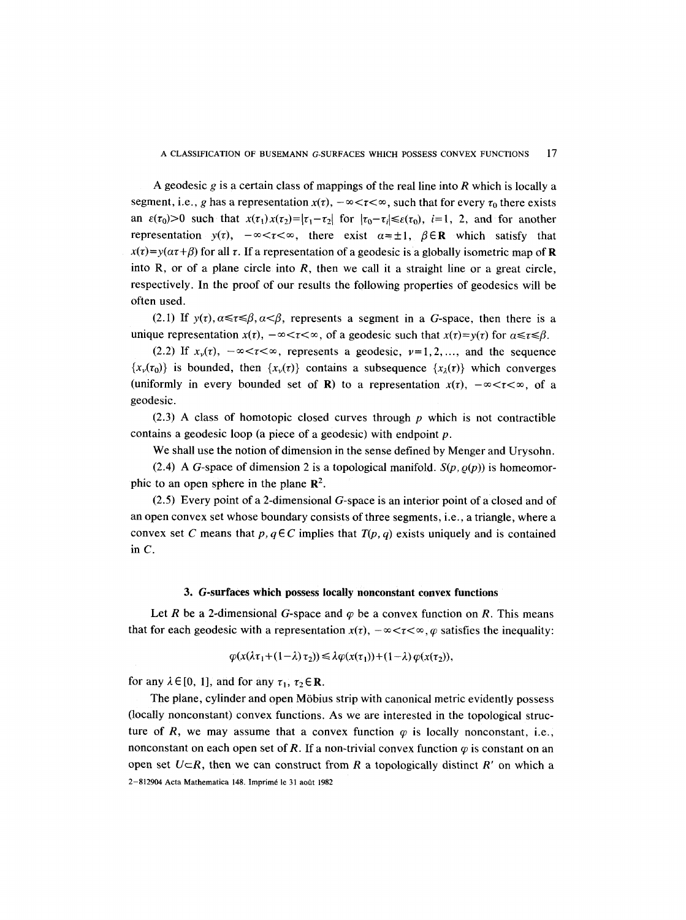A geodesic $g$ is a certain class of mappings of the real line into $R$ which is locally a segment, i.e., $g$ has a representation $x(\tau)$, $-\infty<\tau<\infty$, such that for every $\tau_0$ there exists an $\varepsilon(\tau_0)>0$ such that $x(\tau_1)x(\tau_2)=|\tau_1-\tau_2|$ for $|\tau_0-\tau_i|\leq\varepsilon(\tau_0)$, $i=1, 2$, and for another representation $y(\tau)$, $-\infty<\tau<\infty$, there exist $\alpha=\pm 1$, $\beta\in\mathbf{R}$ which satisfy that $x(\tau)=y(\alpha\tau+\beta)$ for all $\tau$. If a representation of a geodesic is a globally isometric map of $\mathbf{R}$ into R, or of a plane circle into $R$, then we call it a straight line or a great circle, respectively. In the proof of our results the following properties of geodesics will be often used.

(2.1) If $y(\tau), \alpha\leq\tau\leq\beta, \alpha<\beta$, represents a segment in a $G$-space, then there is a unique representation $x(\tau)$, $-\infty<\tau<\infty$, of a geodesic such that $x(\tau)=y(\tau)$ for $\alpha\leq\tau\leq\beta$.

(2.2) If $x_\nu(\tau)$, $-\infty<\tau<\infty$, represents a geodesic, $\nu=1,2,\ldots$, and the sequence $\{x_\nu(\tau_0)\}$ is bounded, then $\{x_\nu(\tau)\}$ contains a subsequence $\{x_\lambda(\tau)\}$ which converges (uniformly in every bounded set of $\mathbf{R}$) to a representation $x(\tau)$, $-\infty<\tau<\infty$, of a geodesic.

(2.3) A class of homotopic closed curves through $p$ which is not contractible contains a geodesic loop (a piece of a geodesic) with endpoint $p$.

We shall use the notion of dimension in the sense defined by Menger and Urysohn.

(2.4) A $G$-space of dimension 2 is a topological manifold. $S(p, \varrho(p))$ is homeomorphic to an open sphere in the plane $\mathbf{R}^2$.

(2.5) Every point of a 2-dimensional $G$-space is an interior point of a closed and of an open convex set whose boundary consists of three segments, i.e., a triangle, where a convex set $C$ means that $p, q\in C$ implies that $T(p, q)$ exists uniquely and is contained in $C$.

## 3. *G*-surfaces which possess locally nonconstant convex functions

Let $R$ be a 2-dimensional $G$-space and $\varphi$ be a convex function on $R$. This means that for each geodesic with a representation $x(\tau)$, $-\infty<\tau<\infty$, $\varphi$ satisfies the inequality:

$$\varphi(x(\lambda\tau_1+(1-\lambda)\tau_2))\leq\lambda\varphi(x(\tau_1))+(1-\lambda)\varphi(x(\tau_2)),$$

for any $\lambda\in[0, 1]$, and for any $\tau_1, \tau_2\in\mathbf{R}$.

The plane, cylinder and open Möbius strip with canonical metric evidently possess (locally nonconstant) convex functions. As we are interested in the topological structure of $R$, we may assume that a convex function $\varphi$ is locally nonconstant, i.e., nonconstant on each open set of $R$. If a non-trivial convex function $\varphi$ is constant on an open set $U\subset R$, then we can construct from $R$ a topologically distinct $R'$ on which a

2—812904 Acta Mathematica 148. Imprimé le 31 août 1982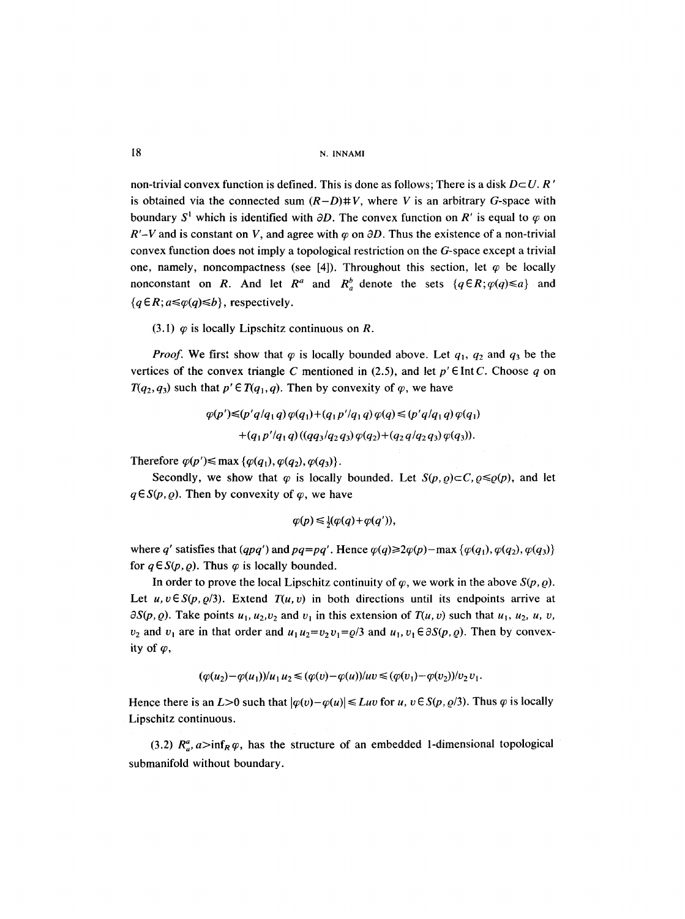non-trivial convex function is defined. This is done as follows; There is a disk $D \subset U$. $R'$ is obtained via the connected sum $(R-D)\# V$, where $V$ is an arbitrary $G$-space with boundary $S^1$ which is identified with $\partial D$. The convex function on $R'$ is equal to $\varphi$ on $R'-V$ and is constant on $V$, and agree with $\varphi$ on $\partial D$. Thus the existence of a non-trivial convex function does not imply a topological restriction on the $G$-space except a trivial one, namely, noncompactness (see [4]). Throughout this section, let $\varphi$ be locally nonconstant on $R$. And let $R^a$ and $R^b_a$ denote the sets $\{q \in R; \varphi(q) \leqq a\}$ and $\{q \in R; a \leqq \varphi(q) \leqq b\}$, respectively.

(3.1) $\varphi$ is locally Lipschitz continuous on $R$.

*Proof.* We first show that $\varphi$ is locally bounded above. Let $q_1$, $q_2$ and $q_3$ be the vertices of the convex triangle $C$ mentioned in (2.5), and let $p' \in \operatorname{Int} C$. Choose $q$ on $T(q_2, q_3)$ such that $p' \in T(q_1, q)$. Then by convexity of $\varphi$, we have

$$\varphi(p') \leqq (p'q/q_1q)\,\varphi(q_1) + (q_1p'/q_1q)\,\varphi(q) \leqq (p'q/q_1q)\,\varphi(q_1)$$
$$+ (q_1p'/q_1q)\,((qq_3/q_2q_3)\,\varphi(q_2) + (q_2q/q_2q_3)\,\varphi(q_3)).$$

Therefore $\varphi(p') \leqq \max\{\varphi(q_1), \varphi(q_2), \varphi(q_3)\}$.

Secondly, we show that $\varphi$ is locally bounded. Let $S(p, \varrho) \subset C$, $\varrho \leqq \varrho(p)$, and let $q \in S(p, \varrho)$. Then by convexity of $\varphi$, we have

$$\varphi(p) \leqq \tfrac{1}{2}(\varphi(q) + \varphi(q')),$$

where $q'$ satisfies that $(qpq')$ and $pq = pq'$. Hence $\varphi(q) \geqq 2\varphi(p) - \max\{\varphi(q_1), \varphi(q_2), \varphi(q_3)\}$ for $q \in S(p, \varrho)$. Thus $\varphi$ is locally bounded.

In order to prove the local Lipschitz continuity of $\varphi$, we work in the above $S(p, \varrho)$. Let $u, v \in S(p, \varrho/3)$. Extend $T(u, v)$ in both directions until its endpoints arrive at $\partial S(p, \varrho)$. Take points $u_1$, $u_2$, $v_2$ and $v_1$ in this extension of $T(u, v)$ such that $u_1$, $u_2$, $u$, $v$, $v_2$ and $v_1$ are in that order and $u_1u_2 = v_2v_1 = \varrho/3$ and $u_1, v_1 \in \partial S(p, \varrho)$. Then by convexity of $\varphi$,

$$(\varphi(u_2) - \varphi(u_1))/u_1u_2 \leqq (\varphi(v) - \varphi(u))/uv \leqq (\varphi(v_1) - \varphi(v_2))/v_2v_1.$$

Hence there is an $L > 0$ such that $|\varphi(v) - \varphi(u)| \leqq Luv$ for $u, v \in S(p, \varrho/3)$. Thus $\varphi$ is locally Lipschitz continuous.

(3.2) $R^a_a$, $a > \inf_R \varphi$, has the structure of an embedded 1-dimensional topological submanifold without boundary.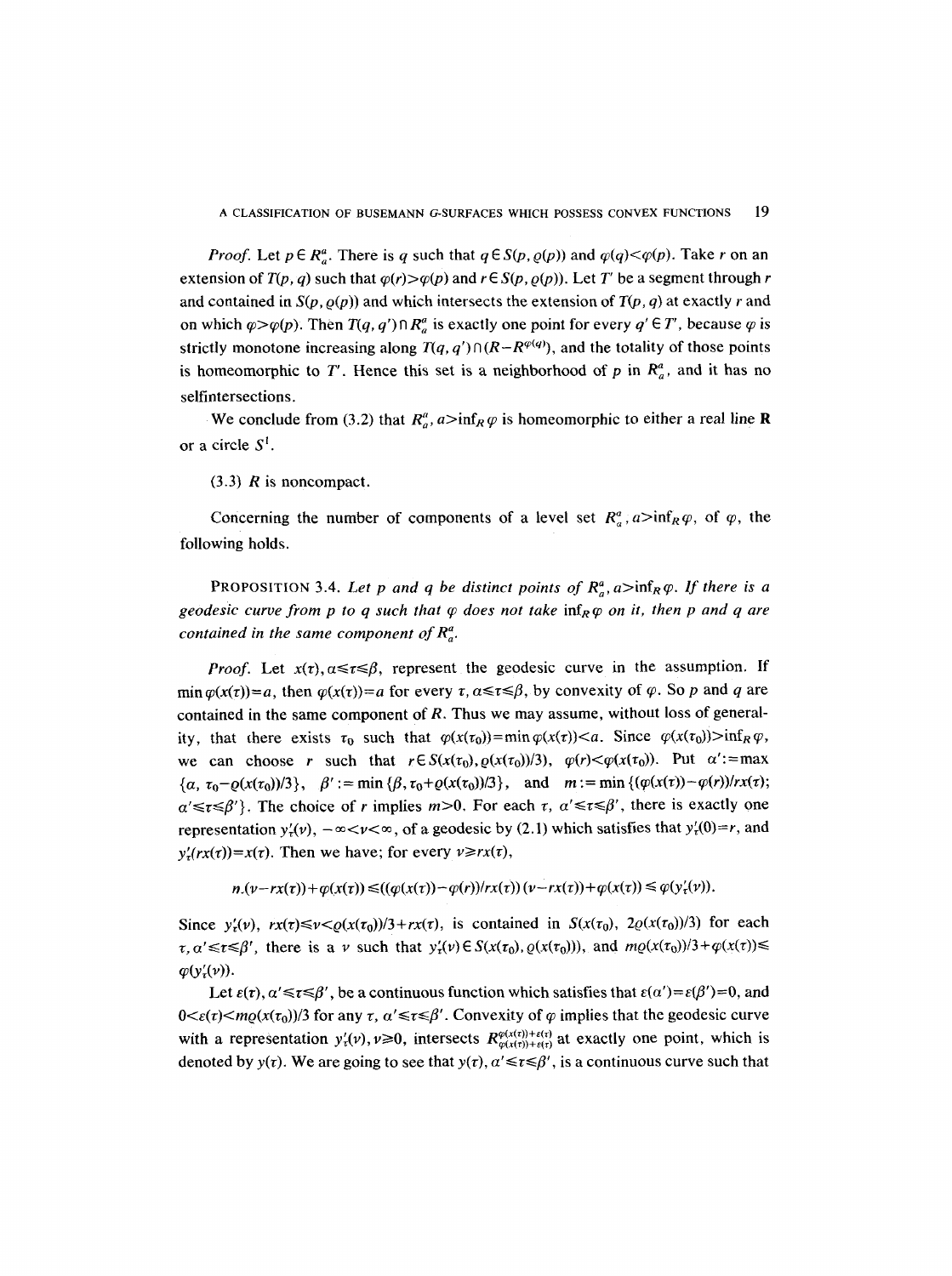*Proof.* Let $p \in R_a^a$. There is $q$ such that $q \in S(p, \varrho(p))$ and $\varphi(q) < \varphi(p)$. Take $r$ on an extension of $T(p, q)$ such that $\varphi(r) > \varphi(p)$ and $r \in S(p, \varrho(p))$. Let $T'$ be a segment through $r$ and contained in $S(p, \varrho(p))$ and which intersects the extension of $T(p, q)$ at exactly $r$ and on which $\varphi > \varphi(p)$. Then $T(q, q') \cap R_a^a$ is exactly one point for every $q' \in T'$, because $\varphi$ is strictly monotone increasing along $T(q, q') \cap (R - R^{\varphi(q)})$, and the totality of those points is homeomorphic to $T'$. Hence this set is a neighborhood of $p$ in $R_a^a$, and it has no selfintersections.

We conclude from (3.2) that $R_a^a$, $a > \inf_R \varphi$ is homeomorphic to either a real line $\mathbf{R}$ or a circle $S^1$.

(3.3) $R$ is noncompact.

Concerning the number of components of a level set $R_a^a$, $a > \inf_R \varphi$, of $\varphi$, the following holds.

PROPOSITION 3.4. *Let $p$ and $q$ be distinct points of $R_a^a$, $a > \inf_R \varphi$. If there is a geodesic curve from $p$ to $q$ such that $\varphi$ does not take $\inf_R \varphi$ on it, then $p$ and $q$ are contained in the same component of $R_a^a$.*

*Proof.* Let $x(\tau)$, $\alpha \leqslant \tau \leqslant \beta$, represent the geodesic curve in the assumption. If $\min \varphi(x(\tau)) = a$, then $\varphi(x(\tau)) = a$ for every $\tau$, $\alpha \leqslant \tau \leqslant \beta$, by convexity of $\varphi$. So $p$ and $q$ are contained in the same component of $R$. Thus we may assume, without loss of generality, that there exists $\tau_0$ such that $\varphi(x(\tau_0)) = \min \varphi(x(\tau)) < a$. Since $\varphi(x(\tau_0)) > \inf_R \varphi$, we can choose $r$ such that $r \in S(x(\tau_0), \varrho(x(\tau_0))/3)$, $\varphi(r) < \varphi(x(\tau_0))$. Put $\alpha' := \max\{\alpha, \tau_0 - \varrho(x(\tau_0))/3\}$, $\beta' := \min\{\beta, \tau_0 + \varrho(x(\tau_0))/3\}$, and $m := \min\{(\varphi(x(\tau)) - \varphi(r))/rx(\tau);\ \alpha' \leqslant \tau \leqslant \beta'\}$. The choice of $r$ implies $m > 0$. For each $\tau$, $\alpha' \leqslant \tau \leqslant \beta'$, there is exactly one representation $y_\tau'(v)$, $-\infty < v < \infty$, of a geodesic by (2.1) which satisfies that $y_\tau'(0) = r$, and $y_\tau'(rx(\tau)) = x(\tau)$. Then we have; for every $v \geqslant rx(\tau)$,

$$m(v - rx(\tau)) + \varphi(x(\tau)) \leqslant ((\varphi(x(\tau)) - \varphi(r))/rx(\tau))(v - rx(\tau)) + \varphi(x(\tau)) \leqslant \varphi(y_\tau'(v)).$$

Since $y_\tau'(v)$, $rx(\tau) \leqslant v < \varrho(x(\tau_0))/3 + rx(\tau)$, is contained in $S(x(\tau_0), 2\varrho(x(\tau_0))/3)$ for each $\tau, \alpha' \leqslant \tau \leqslant \beta'$, there is a $v$ such that $y_\tau'(v) \in S(x(\tau_0), \varrho(x(\tau_0)))$, and $m\varrho(x(\tau_0))/3 + \varphi(x(\tau)) \leqslant \varphi(y_\tau'(v))$.

Let $\varepsilon(\tau)$, $\alpha' \leqslant \tau \leqslant \beta'$, be a continuous function which satisfies that $\varepsilon(\alpha') = \varepsilon(\beta') = 0$, and $0 < \varepsilon(\tau) < m\varrho(x(\tau_0))/3$ for any $\tau$, $\alpha' \leqslant \tau \leqslant \beta'$. Convexity of $\varphi$ implies that the geodesic curve with a representation $y_\tau'(v)$, $v \geqslant 0$, intersects $R_{\varphi(x(\tau))+\varepsilon(\tau)}^{\varphi(x(\tau))+\varepsilon(\tau)}$ at exactly one point, which is denoted by $y(\tau)$. We are going to see that $y(\tau)$, $\alpha' \leqslant \tau \leqslant \beta'$, is a continuous curve such that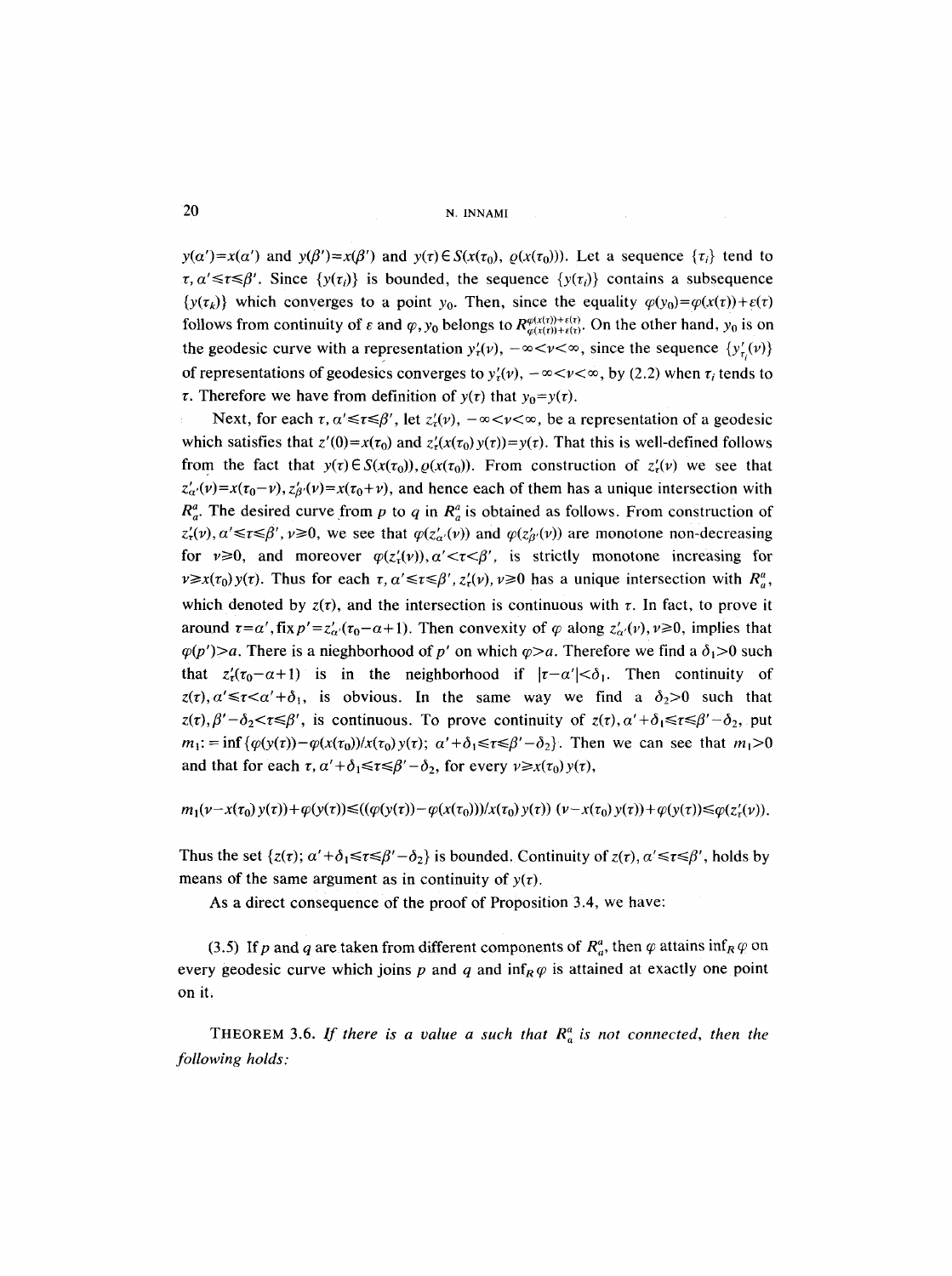$y(\alpha')=x(\alpha')$ and $y(\beta')=x(\beta')$ and $y(\tau)\in S(x(\tau_0), \varrho(x(\tau_0)))$. Let a sequence $\{\tau_i\}$ tend to $\tau, \alpha'\leqq\tau\leqq\beta'$. Since $\{y(\tau_i)\}$ is bounded, the sequence $\{y(\tau_i)\}$ contains a subsequence $\{y(\tau_k)\}$ which converges to a point $y_0$. Then, since the equality $\varphi(y_0)=\varphi(x(\tau))+\varepsilon(\tau)$ follows from continuity of $\varepsilon$ and $\varphi$, $y_0$ belongs to $R^{\varphi(x(\tau))+\varepsilon(\tau)}_{\varphi(x(\tau))+\varepsilon(\tau)}$. On the other hand, $y_0$ is on the geodesic curve with a representation $y'_\tau(\nu)$, $-\infty<\nu<\infty$, since the sequence $\{y'_{\tau_i}(\nu)\}$ of representations of geodesics converges to $y'_\tau(\nu)$, $-\infty<\nu<\infty$, by (2.2) when $\tau_i$ tends to $\tau$. Therefore we have from definition of $y(\tau)$ that $y_0=y(\tau)$.

Next, for each $\tau, \alpha'\leqq\tau\leqq\beta'$, let $z'_\tau(\nu)$, $-\infty<\nu<\infty$, be a representation of a geodesic which satisfies that $z'(0)=x(\tau_0)$ and $z'_\tau(x(\tau_0)y(\tau))=y(\tau)$. That this is well-defined follows from the fact that $y(\tau)\in S(x(\tau_0)), \varrho(x(\tau_0))$. From construction of $z'_\tau(\nu)$ we see that $z'_{\alpha'}(\nu)=x(\tau_0-\nu)$, $z'_{\beta'}(\nu)=x(\tau_0+\nu)$, and hence each of them has a unique intersection with $R^a_a$. The desired curve from $p$ to $q$ in $R^a_a$ is obtained as follows. From construction of $z'_\tau(\nu), \alpha'\leqq\tau\leqq\beta', \nu\geqq 0$, we see that $\varphi(z'_{\alpha'}(\nu))$ and $\varphi(z'_{\beta'}(\nu))$ are monotone non-decreasing for $\nu\geqq 0$, and moreover $\varphi(z'_\tau(\nu)), \alpha'<\tau<\beta'$, is strictly monotone increasing for $\nu\geqq x(\tau_0)y(\tau)$. Thus for each $\tau, \alpha'\leqq\tau\leqq\beta', z'_\tau(\nu), \nu\geqq 0$ has a unique intersection with $R^a_a$, which denoted by $z(\tau)$, and the intersection is continuous with $\tau$. In fact, to prove it around $\tau=\alpha'$, fix $p'=z'_{\alpha'}(\tau_0-a+1)$. Then convexity of $\varphi$ along $z'_{\alpha'}(\nu), \nu\geqq 0$, implies that $\varphi(p')>a$. There is a nieghborhood of $p'$ on which $\varphi>a$. Therefore we find a $\delta_1>0$ such that $z'_\tau(\tau_0-a+1)$ is in the neighborhood if $|\tau-\alpha'|<\delta_1$. Then continuity of $z(\tau), \alpha'\leqq\tau<\alpha'+\delta_1$, is obvious. In the same way we find a $\delta_2>0$ such that $z(\tau), \beta'-\delta_2<\tau\leqq\beta'$, is continuous. To prove continuity of $z(\tau), \alpha'+\delta_1\leqq\tau\leqq\beta'-\delta_2$, put $m_1:=\inf\{(\varphi(y(\tau))-\varphi(x(\tau_0))/x(\tau_0)y(\tau);\ \alpha'+\delta_1\leqq\tau\leqq\beta'-\delta_2\}$. Then we can see that $m_1>0$ and that for each $\tau, \alpha'+\delta_1\leqq\tau\leqq\beta'-\delta_2$, for every $\nu\geqq x(\tau_0)y(\tau)$,

$$m_1(\nu-x(\tau_0)y(\tau))+\varphi(y(\tau))\leqq((\varphi(y(\tau))-\varphi(x(\tau_0)))/x(\tau_0)y(\tau))\ (\nu-x(\tau_0)y(\tau))+\varphi(y(\tau))\leqq\varphi(z'_\tau(\nu)).$$

Thus the set $\{z(\tau);\ \alpha'+\delta_1\leqq\tau\leqq\beta'-\delta_2\}$ is bounded. Continuity of $z(\tau), \alpha'\leqq\tau\leqq\beta'$, holds by means of the same argument as in continuity of $y(\tau)$.

As a direct consequence of the proof of Proposition 3.4, we have:

(3.5) If $p$ and $q$ are taken from different components of $R^a_a$, then $\varphi$ attains $\inf_R\varphi$ on every geodesic curve which joins $p$ and $q$ and $\inf_R\varphi$ is attained at exactly one point on it.

THEOREM 3.6. *If there is a value a such that $R^a_a$ is not connected, then the following holds:*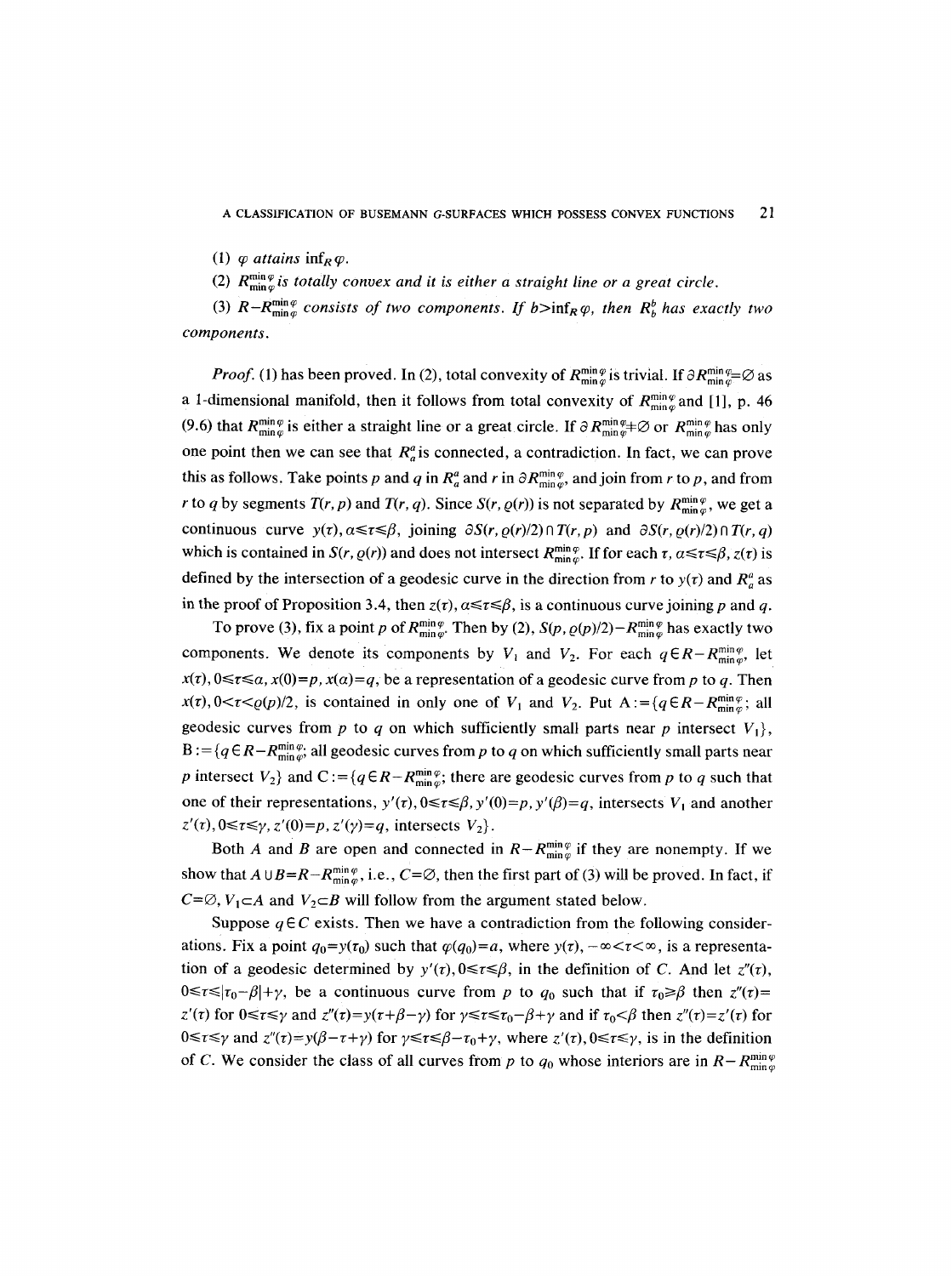(1) $\varphi$ *attains* $\inf_R \varphi$.

(2) $R^{\min\varphi}_{\min\varphi}$ *is totally convex and it is either a straight line or a great circle.*

(3) $R - R^{\min\varphi}_{\min\varphi}$ *consists of two components. If* $b > \inf_R \varphi$, *then* $R^b_b$ *has exactly two components.*

*Proof.* (1) has been proved. In (2), total convexity of $R^{\min\varphi}_{\min\varphi}$ is trivial. If $\partial R^{\min\varphi}_{\min\varphi} = \emptyset$ as a 1-dimensional manifold, then it follows from total convexity of $R^{\min\varphi}_{\min\varphi}$ and [1], p. 46 (9.6) that $R^{\min\varphi}_{\min\varphi}$ is either a straight line or a great circle. If $\partial R^{\min\varphi}_{\min\varphi} \neq \emptyset$ or $R^{\min\varphi}_{\min\varphi}$ has only one point then we can see that $R^a_a$ is connected, a contradiction. In fact, we can prove this as follows. Take points $p$ and $q$ in $R^a_a$ and $r$ in $\partial R^{\min\varphi}_{\min\varphi}$, and join from $r$ to $p$, and from $r$ to $q$ by segments $T(r, p)$ and $T(r, q)$. Since $S(r, \varrho(r))$ is not separated by $R^{\min\varphi}_{\min\varphi}$, we get a continuous curve $y(\tau)$, $\alpha \leq \tau \leq \beta$, joining $\partial S(r, \varrho(r)/2) \cap T(r, p)$ and $\partial S(r, \varrho(r)/2) \cap T(r, q)$ which is contained in $S(r, \varrho(r))$ and does not intersect $R^{\min\varphi}_{\min\varphi}$. If for each $\tau$, $\alpha \leq \tau \leq \beta$, $z(\tau)$ is defined by the intersection of a geodesic curve in the direction from $r$ to $y(\tau)$ and $R^a_a$ as in the proof of Proposition 3.4, then $z(\tau)$, $\alpha \leq \tau \leq \beta$, is a continuous curve joining $p$ and $q$.

To prove (3), fix a point $p$ of $R^{\min\varphi}_{\min\varphi}$. Then by (2), $S(p, \varrho(p)/2) - R^{\min\varphi}_{\min\varphi}$ has exactly two components. We denote its components by $V_1$ and $V_2$. For each $q \in R - R^{\min\varphi}_{\min\varphi}$, let $x(\tau)$, $0 \leq \tau \leq \alpha$, $x(0) = p$, $x(\alpha) = q$, be a representation of a geodesic curve from $p$ to $q$. Then $x(\tau)$, $0 < \tau < \varrho(p)/2$, is contained in only one of $V_1$ and $V_2$. Put $A := \{q \in R - R^{\min\varphi}_{\min\varphi};$ all geodesic curves from $p$ to $q$ on which sufficiently small parts near $p$ intersect $V_1\}$, $B := \{q \in R - R^{\min\varphi}_{\min\varphi};$ all geodesic curves from $p$ to $q$ on which sufficiently small parts near $p$ intersect $V_2\}$ and $C := \{q \in R - R^{\min\varphi}_{\min\varphi};$ there are geodesic curves from $p$ to $q$ such that one of their representations, $y'(\tau)$, $0 \leq \tau \leq \beta$, $y'(0) = p$, $y'(\beta) = q$, intersects $V_1$ and another $z'(\tau)$, $0 \leq \tau \leq \gamma$, $z'(0) = p$, $z'(\gamma) = q$, intersects $V_2\}$.

Both $A$ and $B$ are open and connected in $R - R^{\min\varphi}_{\min\varphi}$ if they are nonempty. If we show that $A \cup B = R - R^{\min\varphi}_{\min\varphi}$, i.e., $C = \emptyset$, then the first part of (3) will be proved. In fact, if $C = \emptyset$, $V_1 \subset A$ and $V_2 \subset B$ will follow from the argument stated below.

Suppose $q \in C$ exists. Then we have a contradiction from the following considerations. Fix a point $q_0 = y(\tau_0)$ such that $\varphi(q_0) = a$, where $y(\tau)$, $-\infty < \tau < \infty$, is a representation of a geodesic determined by $y'(\tau)$, $0 \leq \tau \leq \beta$, in the definition of $C$. And let $z''(\tau)$, $0 \leq \tau \leq |\tau_0 - \beta| + \gamma$, be a continuous curve from $p$ to $q_0$ such that if $\tau_0 \geq \beta$ then $z''(\tau) = z'(\tau)$ for $0 \leq \tau \leq \gamma$ and $z''(\tau) = y(\tau + \beta - \gamma)$ for $\gamma \leq \tau \leq \tau_0 - \beta + \gamma$ and if $\tau_0 < \beta$ then $z''(\tau) = z'(\tau)$ for $0 \leq \tau \leq \gamma$ and $z''(\tau) = y(\beta - \tau + \gamma)$ for $\gamma \leq \tau \leq \beta - \tau_0 + \gamma$, where $z'(\tau)$, $0 \leq \tau \leq \gamma$, is in the definition of $C$. We consider the class of all curves from $p$ to $q_0$ whose interiors are in $R - R^{\min\varphi}_{\min\varphi}$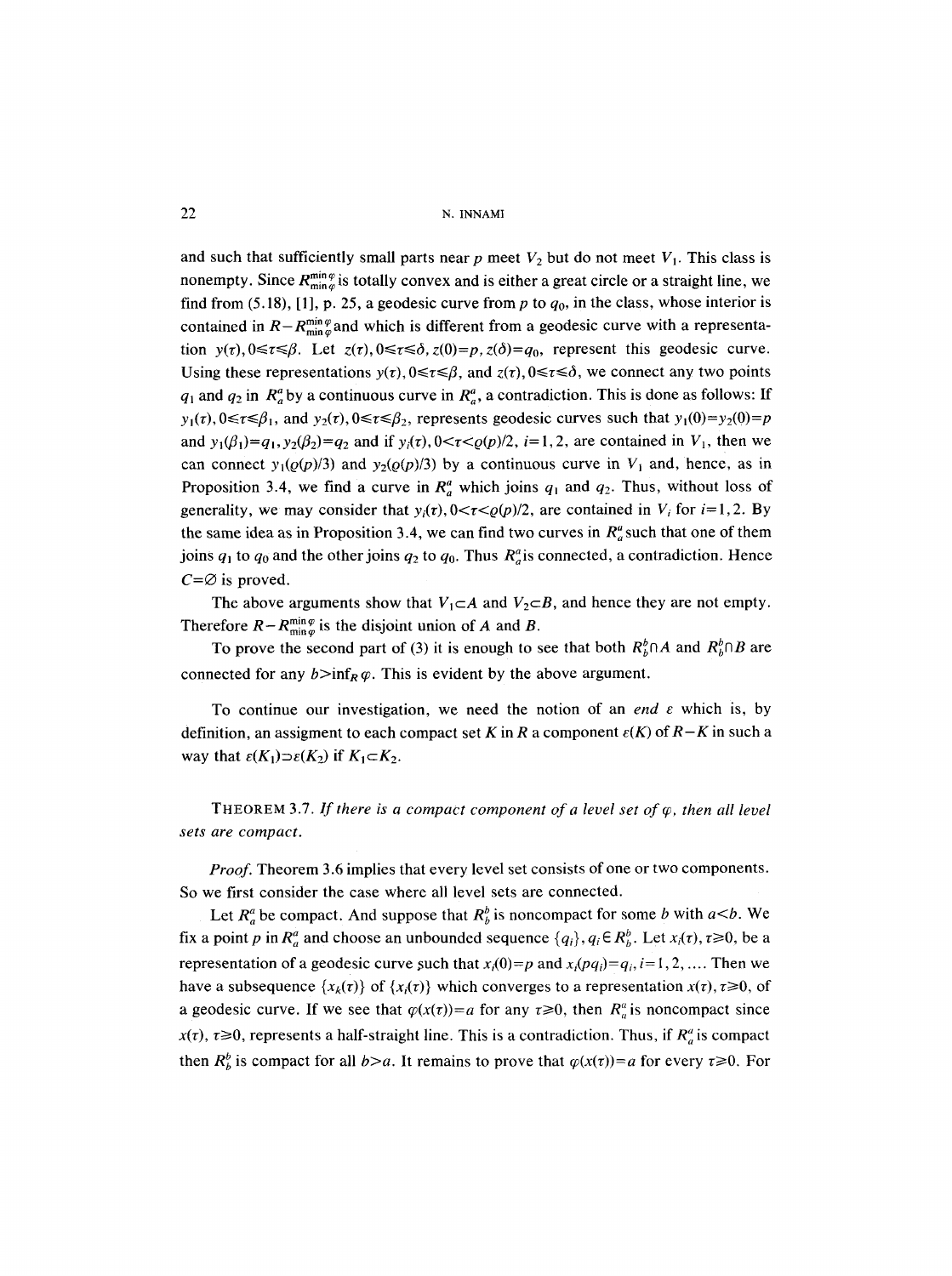and such that sufficiently small parts near $p$ meet $V_2$ but do not meet $V_1$. This class is nonempty. Since $R^{\min\varphi}_{\min\varphi}$ is totally convex and is either a great circle or a straight line, we find from (5.18), [1], p. 25, a geodesic curve from $p$ to $q_0$, in the class, whose interior is contained in $R-R^{\min\varphi}_{\min\varphi}$ and which is different from a geodesic curve with a representation $y(\tau)$, $0\leq\tau\leq\beta$. Let $z(\tau)$, $0\leq\tau\leq\delta$, $z(0)=p$, $z(\delta)=q_0$, represent this geodesic curve. Using these representations $y(\tau)$, $0\leq\tau\leq\beta$, and $z(\tau)$, $0\leq\tau\leq\delta$, we connect any two points $q_1$ and $q_2$ in $R^a_a$ by a continuous curve in $R^a_a$, a contradiction. This is done as follows: If $y_1(\tau)$, $0\leq\tau\leq\beta_1$, and $y_2(\tau)$, $0\leq\tau\leq\beta_2$, represents geodesic curves such that $y_1(0)=y_2(0)=p$ and $y_1(\beta_1)=q_1$, $y_2(\beta_2)=q_2$ and if $y_i(\tau)$, $0<\tau<\varrho(p)/2$, $i=1,2$, are contained in $V_1$, then we can connect $y_1(\varrho(p)/3)$ and $y_2(\varrho(p)/3)$ by a continuous curve in $V_1$ and, hence, as in Proposition 3.4, we find a curve in $R^a_a$ which joins $q_1$ and $q_2$. Thus, without loss of generality, we may consider that $y_i(\tau)$, $0<\tau<\varrho(p)/2$, are contained in $V_i$ for $i=1,2$. By the same idea as in Proposition 3.4, we can find two curves in $R^a_a$ such that one of them joins $q_1$ to $q_0$ and the other joins $q_2$ to $q_0$. Thus $R^a_a$ is connected, a contradiction. Hence $C=\varnothing$ is proved.

The above arguments show that $V_1\subset A$ and $V_2\subset B$, and hence they are not empty. Therefore $R-R^{\min\varphi}_{\min\varphi}$ is the disjoint union of $A$ and $B$.

To prove the second part of (3) it is enough to see that both $R^b_b\cap A$ and $R^b_b\cap B$ are connected for any $b>\inf_R\varphi$. This is evident by the above argument.

To continue our investigation, we need the notion of an *end* $\varepsilon$ which is, by definition, an assigment to each compact set $K$ in $R$ a component $\varepsilon(K)$ of $R-K$ in such a way that $\varepsilon(K_1)\supset\varepsilon(K_2)$ if $K_1\subset K_2$.

THEOREM 3.7. *If there is a compact component of a level set of $\varphi$, then all level sets are compact.*

*Proof.* Theorem 3.6 implies that every level set consists of one or two components. So we first consider the case where all level sets are connected.

Let $R^a_a$ be compact. And suppose that $R^b_b$ is noncompact for some $b$ with $a<b$. We fix a point $p$ in $R^a_a$ and choose an unbounded sequence $\{q_i\}$, $q_i\in R^b_b$. Let $x_i(\tau)$, $\tau\geq 0$, be a representation of a geodesic curve such that $x_i(0)=p$ and $x_i(pq_i)=q_i$, $i=1,2,\ldots$. Then we have a subsequence $\{x_k(\tau)\}$ of $\{x_i(\tau)\}$ which converges to a representation $x(\tau)$, $\tau\geq 0$, of a geodesic curve. If we see that $\varphi(x(\tau))=a$ for any $\tau\geq 0$, then $R^a_a$ is noncompact since $x(\tau)$, $\tau\geq 0$, represents a half-straight line. This is a contradiction. Thus, if $R^a_a$ is compact then $R^b_b$ is compact for all $b>a$. It remains to prove that $\varphi(x(\tau))=a$ for every $\tau\geq 0$. For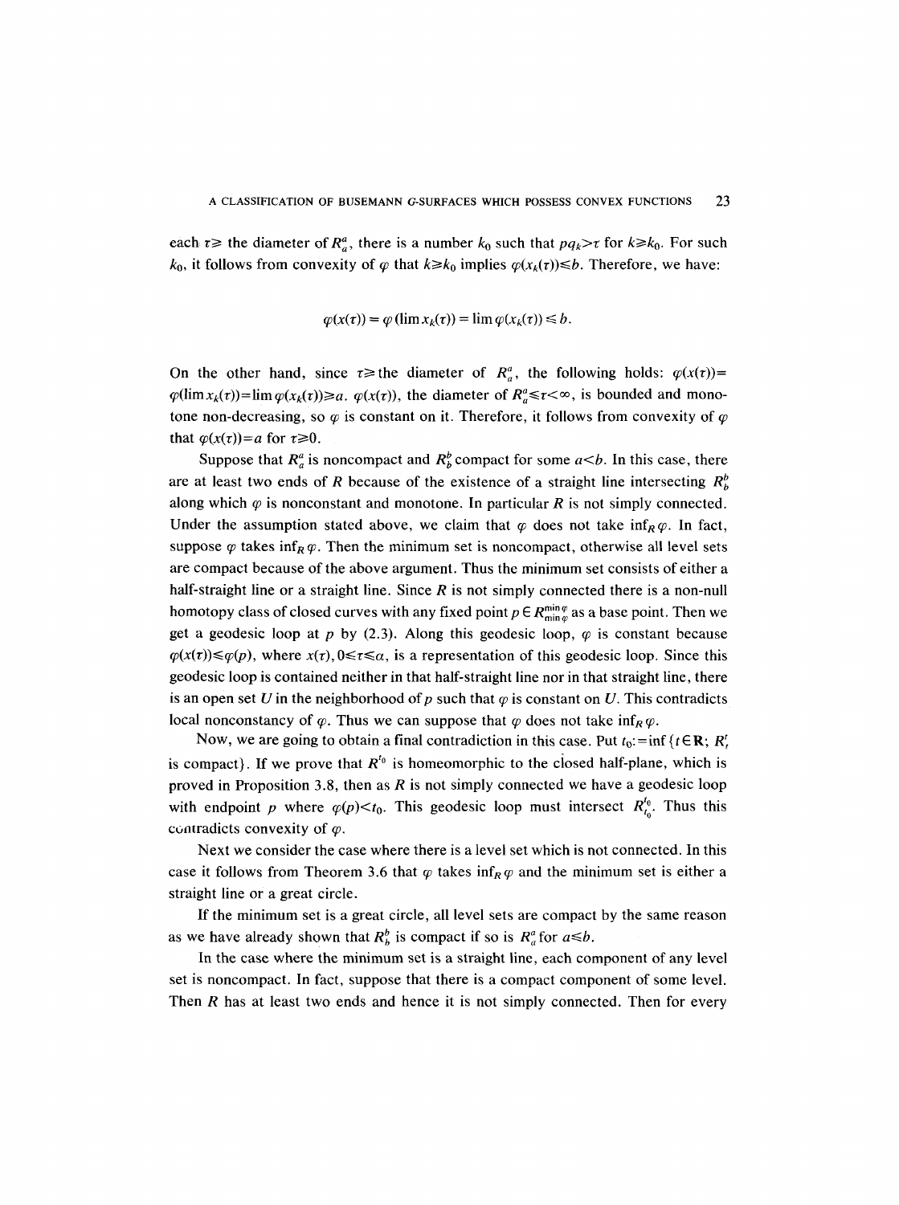each $\tau \geq$ the diameter of $R^a_a$, there is a number $k_0$ such that $pq_k > \tau$ for $k \geq k_0$. For such $k_0$, it follows from convexity of $\varphi$ that $k \geq k_0$ implies $\varphi(x_k(\tau)) \leq b$. Therefore, we have:

$$\varphi(x(\tau)) = \varphi(\lim x_k(\tau)) = \lim \varphi(x_k(\tau)) \leq b.$$

On the other hand, since $\tau \geq$ the diameter of $R^a_a$, the following holds: $\varphi(x(\tau)) = \varphi(\lim x_k(\tau)) = \lim \varphi(x_k(\tau)) \geq a$. $\varphi(x(\tau))$, the diameter of $R^a_a \leq \tau < \infty$, is bounded and monotone non-decreasing, so $\varphi$ is constant on it. Therefore, it follows from convexity of $\varphi$ that $\varphi(x(\tau)) = a$ for $\tau \geq 0$.

Suppose that $R^a_a$ is noncompact and $R^b_b$ compact for some $a < b$. In this case, there are at least two ends of $R$ because of the existence of a straight line intersecting $R^b_b$ along which $\varphi$ is nonconstant and monotone. In particular $R$ is not simply connected. Under the assumption stated above, we claim that $\varphi$ does not take $\inf_R \varphi$. In fact, suppose $\varphi$ takes $\inf_R \varphi$. Then the minimum set is noncompact, otherwise all level sets are compact because of the above argument. Thus the minimum set consists of either a half-straight line or a straight line. Since $R$ is not simply connected there is a non-null homotopy class of closed curves with any fixed point $p \in R^{\min \varphi}_{\min \varphi}$ as a base point. Then we get a geodesic loop at $p$ by (2.3). Along this geodesic loop, $\varphi$ is constant because $\varphi(x(\tau)) \leq \varphi(p)$, where $x(\tau), 0 \leq \tau \leq \alpha$, is a representation of this geodesic loop. Since this geodesic loop is contained neither in that half-straight line nor in that straight line, there is an open set $U$ in the neighborhood of $p$ such that $\varphi$ is constant on $U$. This contradicts local nonconstancy of $\varphi$. Thus we can suppose that $\varphi$ does not take $\inf_R \varphi$.

Now, we are going to obtain a final contradiction in this case. Put $t_0 := \inf\{t \in \mathbf{R};\ R^t_t$ is compact$\}$. If we prove that $R^{t_0}$ is homeomorphic to the closed half-plane, which is proved in Proposition 3.8, then as $R$ is not simply connected we have a geodesic loop with endpoint $p$ where $\varphi(p) < t_0$. This geodesic loop must intersect $R^{t_0}_{t_0}$. Thus this contradicts convexity of $\varphi$.

Next we consider the case where there is a level set which is not connected. In this case it follows from Theorem 3.6 that $\varphi$ takes $\inf_R \varphi$ and the minimum set is either a straight line or a great circle.

If the minimum set is a great circle, all level sets are compact by the same reason as we have already shown that $R^b_b$ is compact if so is $R^a_a$ for $a \leq b$.

In the case where the minimum set is a straight line, each component of any level set is noncompact. In fact, suppose that there is a compact component of some level. Then $R$ has at least two ends and hence it is not simply connected. Then for every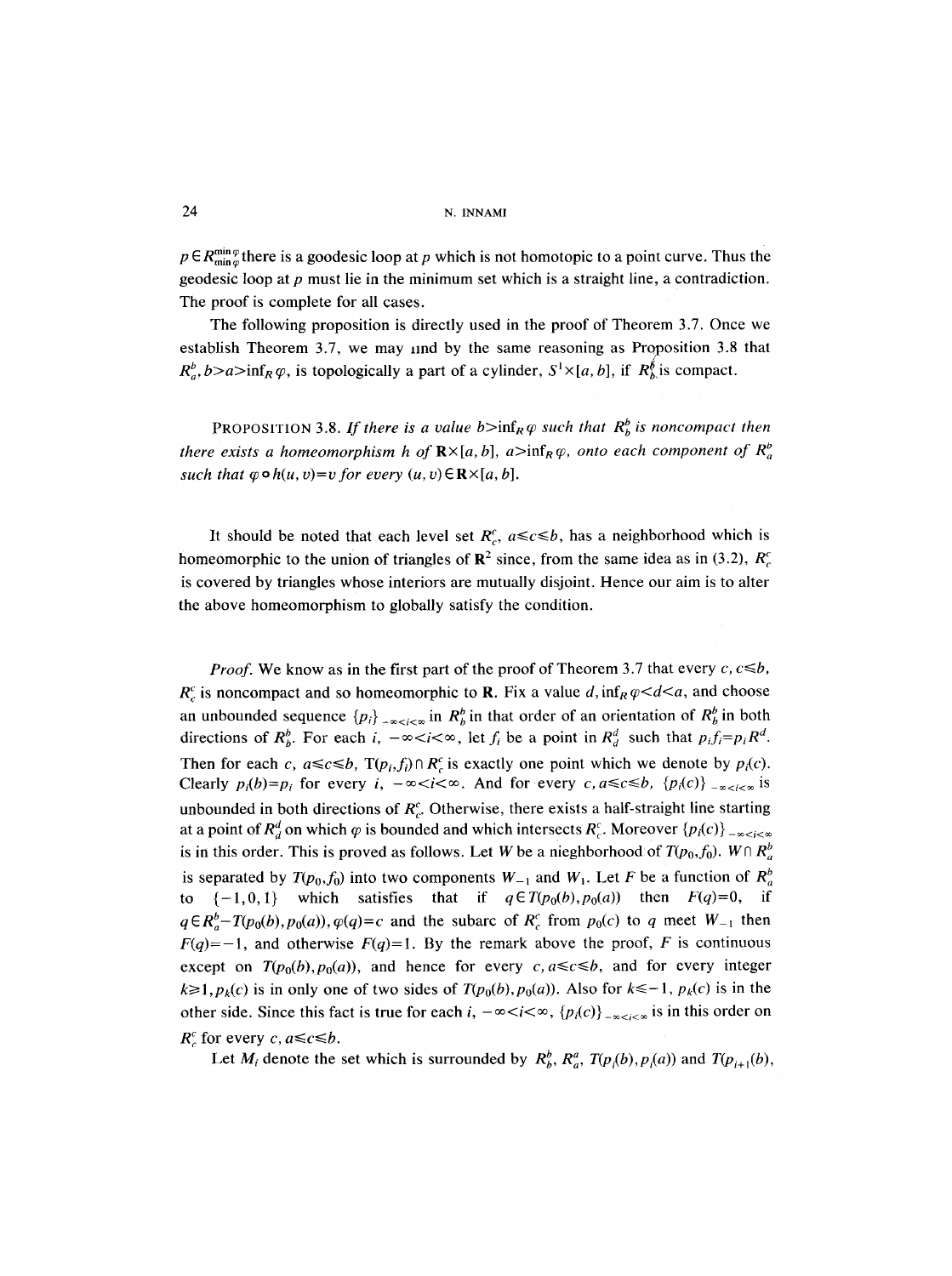$p \in R^{\min\varphi}_{\min\varphi}$ there is a goodesic loop at $p$ which is not homotopic to a point curve. Thus the geodesic loop at $p$ must lie in the minimum set which is a straight line, a contradiction. The proof is complete for all cases.

The following proposition is directly used in the proof of Theorem 3.7. Once we establish Theorem 3.7, we may find by the same reasoning as Proposition 3.8 that $R^b_a, b>a>\inf_R \varphi$, is topologically a part of a cylinder, $S^1 \times [a, b]$, if $R^b_b$ is compact.

PROPOSITION 3.8. *If there is a value $b>\inf_R \varphi$ such that $R^b_b$ is noncompact then there exists a homeomorphism $h$ of $\mathbf{R}\times[a, b]$, $a>\inf_R \varphi$, onto each component of $R^b_a$ such that $\varphi \circ h(u, v)=v$ for every $(u, v) \in \mathbf{R}\times[a, b]$.*

It should be noted that each level set $R^c_c$, $a \leqslant c \leqslant b$, has a neighborhood which is homeomorphic to the union of triangles of $\mathbf{R}^2$ since, from the same idea as in (3.2), $R^c_c$ is covered by triangles whose interiors are mutually disjoint. Hence our aim is to alter the above homeomorphism to globally satisfy the condition.

*Proof.* We know as in the first part of the proof of Theorem 3.7 that every $c, c \leqslant b$, $R^c_c$ is noncompact and so homeomorphic to $\mathbf{R}$. Fix a value $d, \inf_R \varphi<d<a$, and choose an unbounded sequence $\{p_i\}_{-\infty<i<\infty}$ in $R^b_b$ in that order of an orientation of $R^b_b$ in both directions of $R^b_b$. For each $i$, $-\infty<i<\infty$, let $f_i$ be a point in $R^d_d$ such that $p_i f_i = p_i R^d$. Then for each $c$, $a \leqslant c \leqslant b$, $T(p_i, f_i) \cap R^c_c$ is exactly one point which we denote by $p_i(c)$. Clearly $p_i(b)=p_i$ for every $i$, $-\infty<i<\infty$. And for every $c, a \leqslant c \leqslant b$, $\{p_i(c)\}_{-\infty<i<\infty}$ is unbounded in both directions of $R^c_c$. Otherwise, there exists a half-straight line starting at a point of $R^d_d$ on which $\varphi$ is bounded and which intersects $R^c_c$. Moreover $\{p_i(c)\}_{-\infty<i<\infty}$ is in this order. This is proved as follows. Let $W$ be a nieghborhood of $T(p_0, f_0)$. $W \cap R^b_a$ is separated by $T(p_0, f_0)$ into two components $W_{-1}$ and $W_1$. Let $F$ be a function of $R^b_a$ to $\{-1, 0, 1\}$ which satisfies that if $q \in T(p_0(b), p_0(a))$ then $F(q)=0$, if $q \in R^b_a - T(p_0(b), p_0(a)), \varphi(q)=c$ and the subarc of $R^c_c$ from $p_0(c)$ to $q$ meet $W_{-1}$ then $F(q)=-1$, and otherwise $F(q)=1$. By the remark above the proof, $F$ is continuous except on $T(p_0(b), p_0(a))$, and hence for every $c, a \leqslant c \leqslant b$, and for every integer $k \geqslant 1, p_k(c)$ is in only one of two sides of $T(p_0(b), p_0(a))$. Also for $k \leqslant -1$, $p_k(c)$ is in the other side. Since this fact is true for each $i$, $-\infty<i<\infty$, $\{p_i(c)\}_{-\infty<i<\infty}$ is in this order on $R^c_c$ for every $c, a \leqslant c \leqslant b$.

Let $M_i$ denote the set which is surrounded by $R^b_b$, $R^a_a$, $T(p_i(b), p_i(a))$ and $T(p_{i+1}(b),$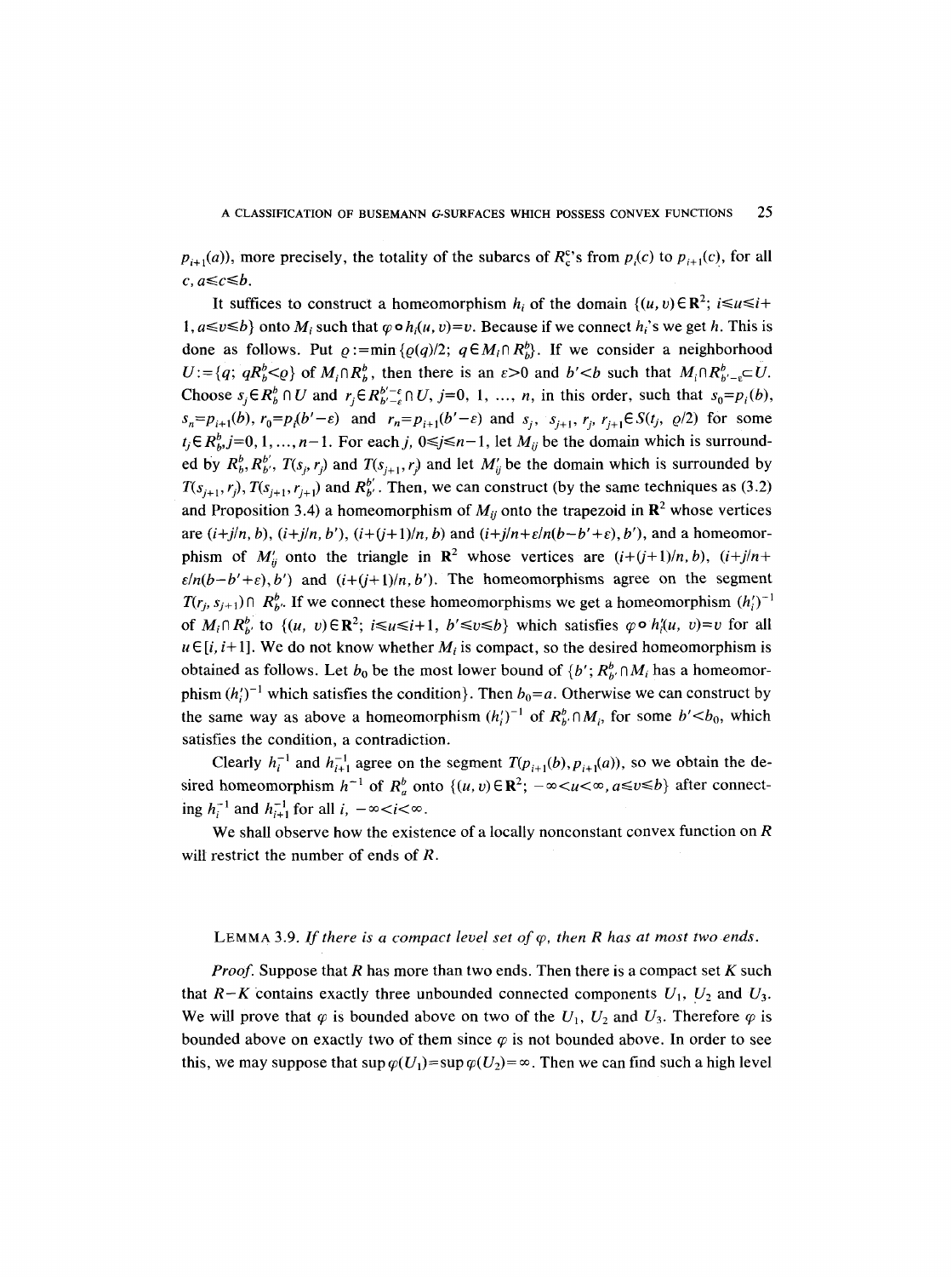$p_{i+1}(a)$), more precisely, the totality of the subarcs of $R_c^c$'s from $p_i(c)$ to $p_{i+1}(c)$, for all $c$, $a \leq c \leq b$.

It suffices to construct a homeomorphism $h_i$ of the domain $\{(u,v) \in \mathbf{R}^2;\ i \leq u \leq i+1, a \leq v \leq b\}$ onto $M_i$ such that $\varphi \circ h_i(u,v) = v$. Because if we connect $h_i$'s we get $h$. This is done as follows. Put $\varrho := \min\{\varrho(q)/2;\ q \in M_i \cap R_b^b\}$. If we consider a neighborhood $U := \{q;\ qR_b^b < \varrho\}$ of $M_i \cap R_b^b$, then there is an $\varepsilon > 0$ and $b' < b$ such that $M_i \cap R_{b'-\varepsilon}^b \subset U$. Choose $s_j \in R_b^b \cap U$ and $r_j \in R_{b'-\varepsilon}^{b'-\varepsilon} \cap U$, $j=0, 1, \ldots, n$, in this order, such that $s_0 = p_i(b)$, $s_n = p_{i+1}(b)$, $r_0 = p_i(b'-\varepsilon)$ and $r_n = p_{i+1}(b'-\varepsilon)$ and $s_j$, $s_{j+1}$, $r_j$, $r_{j+1} \in S(t_j, \varrho/2)$ for some $t_j \in R_b^b, j=0,1,\ldots,n-1$. For each $j$, $0 \leq j \leq n-1$, let $M_{ij}$ be the domain which is surrounded by $R_b^b, R_{b'}^{b'}$, $T(s_j, r_j)$ and $T(s_{j+1}, r_j)$ and let $M'_{ij}$ be the domain which is surrounded by $T(s_{j+1}, r_j)$, $T(s_{j+1}, r_{j+1})$ and $R_{b'}^{b'}$. Then, we can construct (by the same techniques as (3.2) and Proposition 3.4) a homeomorphism of $M_{ij}$ onto the trapezoid in $\mathbf{R}^2$ whose vertices are $(i+j/n, b)$, $(i+j/n, b')$, $(i+(j+1)/n, b)$ and $(i+j/n+\varepsilon/n(b-b'+\varepsilon), b')$, and a homeomorphism of $M'_{ij}$ onto the triangle in $\mathbf{R}^2$ whose vertices are $(i+(j+1)/n, b)$, $(i+j/n+\varepsilon/n(b-b'+\varepsilon), b')$ and $(i+(j+1)/n, b')$. The homeomorphisms agree on the segment $T(r_j, s_{j+1}) \cap R_{b'}^b$. If we connect these homeomorphisms we get a homeomorphism $(h'_i)^{-1}$ of $M_i \cap R_{b'}^b$ to $\{(u, v) \in \mathbf{R}^2;\ i \leq u \leq i+1,\ b' \leq v \leq b\}$ which satisfies $\varphi \circ h'_i(u, v) = v$ for all $u \in [i, i+1]$. We do not know whether $M_i$ is compact, so the desired homeomorphism is obtained as follows. Let $b_0$ be the most lower bound of $\{b';\ R_{b'}^b \cap M_i$ has a homeomorphism $(h'_i)^{-1}$ which satisfies the condition$\}$. Then $b_0 = a$. Otherwise we can construct by the same way as above a homeomorphism $(h'_i)^{-1}$ of $R_{b'}^b \cap M_i$, for some $b' < b_0$, which satisfies the condition, a contradiction.

Clearly $h_i^{-1}$ and $h_{i+1}^{-1}$ agree on the segment $T(p_{i+1}(b), p_{i+1}(a))$, so we obtain the desired homeomorphism $h^{-1}$ of $R_a^b$ onto $\{(u, v) \in \mathbf{R}^2;\ -\infty < u < \infty, a \leq v \leq b\}$ after connecting $h_i^{-1}$ and $h_{i+1}^{-1}$ for all $i$, $-\infty < i < \infty$.

We shall observe how the existence of a locally nonconstant convex function on $R$ will restrict the number of ends of $R$.

LEMMA 3.9. *If there is a compact level set of* $\varphi$, *then* $R$ *has at most two ends.*

*Proof.* Suppose that $R$ has more than two ends. Then there is a compact set $K$ such that $R-K$ contains exactly three unbounded connected components $U_1$, $U_2$ and $U_3$. We will prove that $\varphi$ is bounded above on two of the $U_1$, $U_2$ and $U_3$. Therefore $\varphi$ is bounded above on exactly two of them since $\varphi$ is not bounded above. In order to see this, we may suppose that $\sup \varphi(U_1) = \sup \varphi(U_2) = \infty$. Then we can find such a high level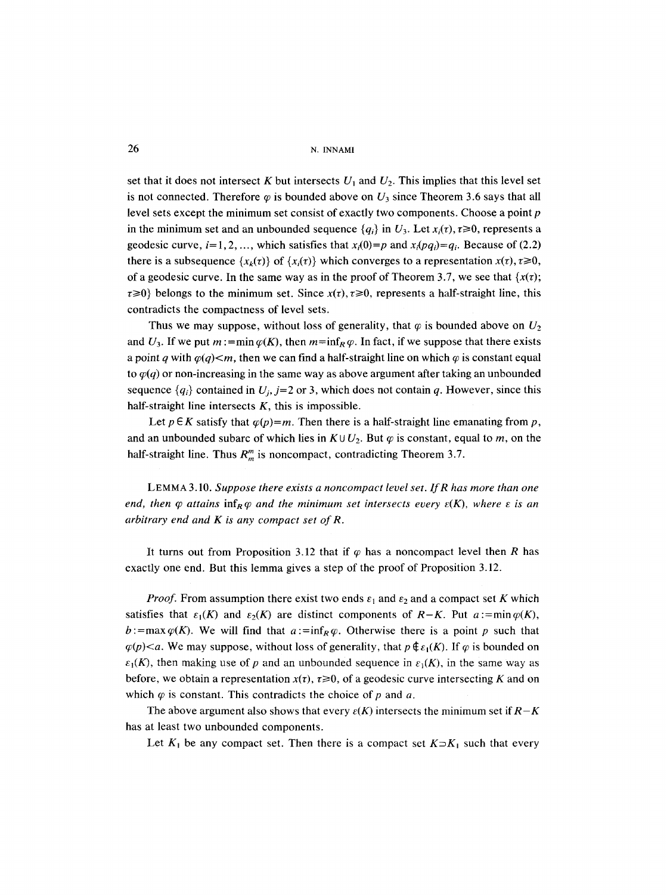set that it does not intersect $K$ but intersects $U_1$ and $U_2$. This implies that this level set is not connected. Therefore $\varphi$ is bounded above on $U_3$ since Theorem 3.6 says that all level sets except the minimum set consist of exactly two components. Choose a point $p$ in the minimum set and an unbounded sequence $\{q_i\}$ in $U_3$. Let $x_i(\tau), \tau \geq 0$, represents a geodesic curve, $i=1, 2, \ldots$, which satisfies that $x_i(0)=p$ and $x_i(pq_i)=q_i$. Because of (2.2) there is a subsequence $\{x_k(\tau)\}$ of $\{x_i(\tau)\}$ which converges to a representation $x(\tau), \tau \geq 0$, of a geodesic curve. In the same way as in the proof of Theorem 3.7, we see that $\{x(\tau); \tau \geq 0\}$ belongs to the minimum set. Since $x(\tau), \tau \geq 0$, represents a half-straight line, this contradicts the compactness of level sets.

Thus we may suppose, without loss of generality, that $\varphi$ is bounded above on $U_2$ and $U_3$. If we put $m := \min \varphi(K)$, then $m = \inf_R \varphi$. In fact, if we suppose that there exists a point $q$ with $\varphi(q) < m$, then we can find a half-straight line on which $\varphi$ is constant equal to $\varphi(q)$ or non-increasing in the same way as above argument after taking an unbounded sequence $\{q_i\}$ contained in $U_j, j=2$ or $3$, which does not contain $q$. However, since this half-straight line intersects $K$, this is impossible.

Let $p \in K$ satisfy that $\varphi(p)=m$. Then there is a half-straight line emanating from $p$, and an unbounded subarc of which lies in $K \cup U_2$. But $\varphi$ is constant, equal to $m$, on the half-straight line. Thus $R_m^m$ is noncompact, contradicting Theorem 3.7.

LEMMA 3.10. *Suppose there exists a noncompact level set. If $R$ has more than one end, then $\varphi$ attains $\inf_R \varphi$ and the minimum set intersects every $\varepsilon(K)$, where $\varepsilon$ is an arbitrary end and $K$ is any compact set of $R$.*

It turns out from Proposition 3.12 that if $\varphi$ has a noncompact level then $R$ has exactly one end. But this lemma gives a step of the proof of Proposition 3.12.

*Proof.* From assumption there exist two ends $\varepsilon_1$ and $\varepsilon_2$ and a compact set $K$ which satisfies that $\varepsilon_1(K)$ and $\varepsilon_2(K)$ are distinct components of $R-K$. Put $a := \min \varphi(K)$, $b := \max \varphi(K)$. We will find that $a := \inf_R \varphi$. Otherwise there is a point $p$ such that $\varphi(p) < a$. We may suppose, without loss of generality, that $p \notin \varepsilon_1(K)$. If $\varphi$ is bounded on $\varepsilon_1(K)$, then making use of $p$ and an unbounded sequence in $\varepsilon_1(K)$, in the same way as before, we obtain a representation $x(\tau), \tau \geq 0$, of a geodesic curve intersecting $K$ and on which $\varphi$ is constant. This contradicts the choice of $p$ and $a$.

The above argument also shows that every $\varepsilon(K)$ intersects the minimum set if $R-K$ has at least two unbounded components.

Let $K_1$ be any compact set. Then there is a compact set $K \supset K_1$ such that every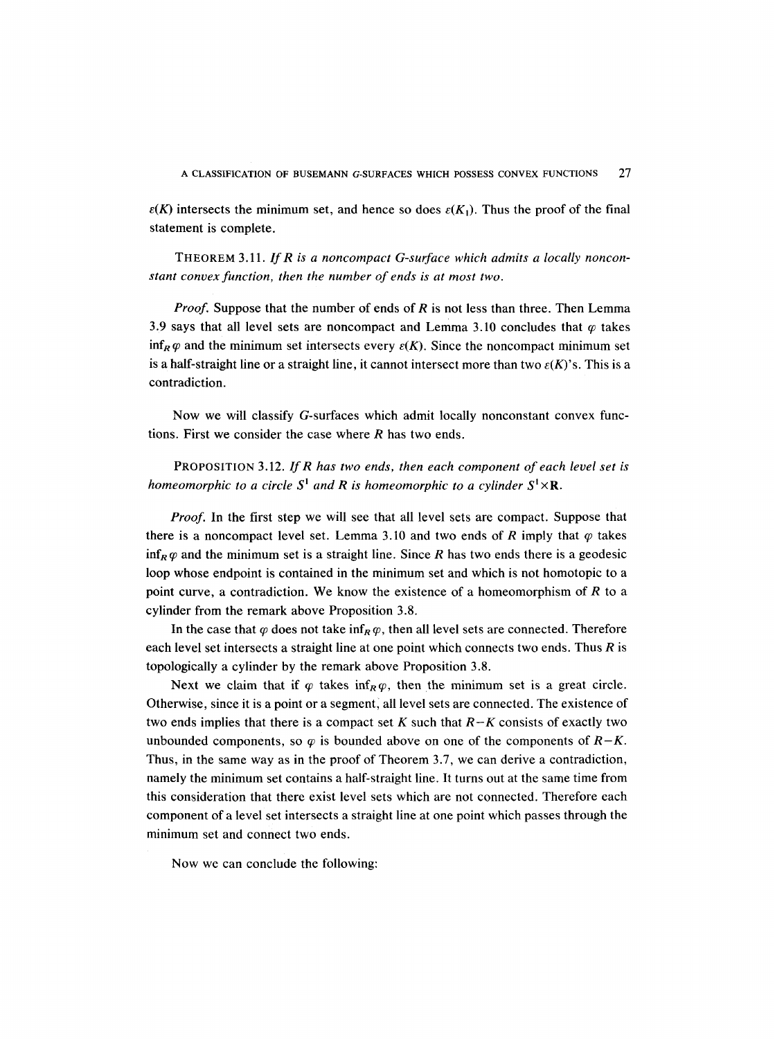$\varepsilon(K)$ intersects the minimum set, and hence so does $\varepsilon(K_1)$. Thus the proof of the final statement is complete.

THEOREM 3.11. *If $R$ is a noncompact G-surface which admits a locally nonconstant convex function, then the number of ends is at most two.*

*Proof.* Suppose that the number of ends of $R$ is not less than three. Then Lemma 3.9 says that all level sets are noncompact and Lemma 3.10 concludes that $\varphi$ takes $\inf_R \varphi$ and the minimum set intersects every $\varepsilon(K)$. Since the noncompact minimum set is a half-straight line or a straight line, it cannot intersect more than two $\varepsilon(K)$'s. This is a contradiction.

Now we will classify G-surfaces which admit locally nonconstant convex functions. First we consider the case where $R$ has two ends.

PROPOSITION 3.12. *If $R$ has two ends, then each component of each level set is homeomorphic to a circle $S^1$ and $R$ is homeomorphic to a cylinder $S^1 \times \mathbf{R}$.*

*Proof.* In the first step we will see that all level sets are compact. Suppose that there is a noncompact level set. Lemma 3.10 and two ends of $R$ imply that $\varphi$ takes $\inf_R \varphi$ and the minimum set is a straight line. Since $R$ has two ends there is a geodesic loop whose endpoint is contained in the minimum set and which is not homotopic to a point curve, a contradiction. We know the existence of a homeomorphism of $R$ to a cylinder from the remark above Proposition 3.8.

In the case that $\varphi$ does not take $\inf_R \varphi$, then all level sets are connected. Therefore each level set intersects a straight line at one point which connects two ends. Thus $R$ is topologically a cylinder by the remark above Proposition 3.8.

Next we claim that if $\varphi$ takes $\inf_R \varphi$, then the minimum set is a great circle. Otherwise, since it is a point or a segment, all level sets are connected. The existence of two ends implies that there is a compact set $K$ such that $R-K$ consists of exactly two unbounded components, so $\varphi$ is bounded above on one of the components of $R-K$. Thus, in the same way as in the proof of Theorem 3.7, we can derive a contradiction, namely the minimum set contains a half-straight line. It turns out at the same time from this consideration that there exist level sets which are not connected. Therefore each component of a level set intersects a straight line at one point which passes through the minimum set and connect two ends.

Now we can conclude the following: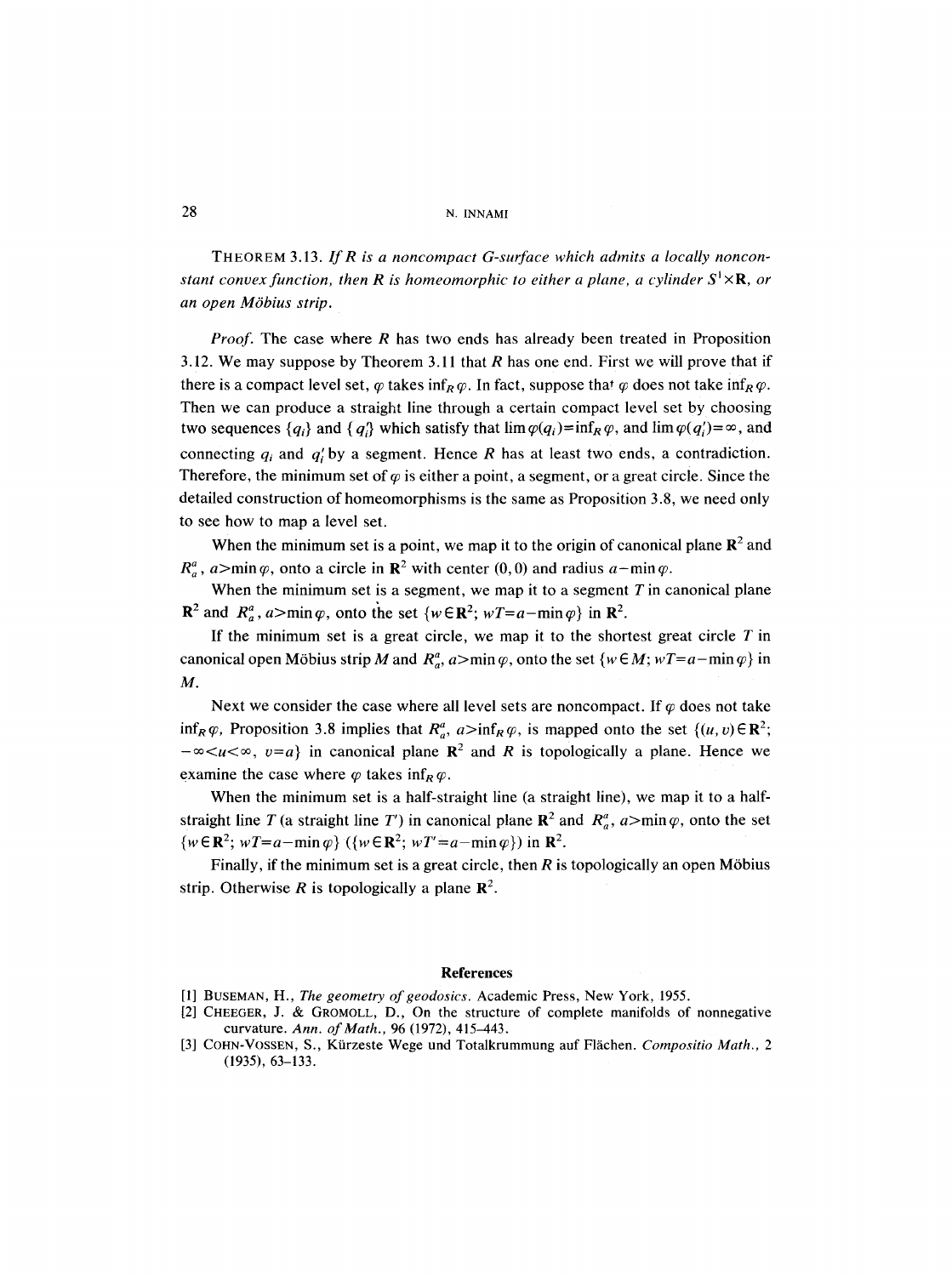**Theorem 3.13.** *If $R$ is a noncompact G-surface which admits a locally nonconstant convex function, then $R$ is homeomorphic to either a plane, a cylinder $S^1 \times \mathbf{R}$, or an open Möbius strip.*

*Proof.* The case where $R$ has two ends has already been treated in Proposition 3.12. We may suppose by Theorem 3.11 that $R$ has one end. First we will prove that if there is a compact level set, $\varphi$ takes $\inf_R \varphi$. In fact, suppose that $\varphi$ does not take $\inf_R \varphi$. Then we can produce a straight line through a certain compact level set by choosing two sequences $\{q_i\}$ and $\{q_i'\}$ which satisfy that $\lim \varphi(q_i) = \inf_R \varphi$, and $\lim \varphi(q_i') = \infty$, and connecting $q_i$ and $q_i'$ by a segment. Hence $R$ has at least two ends, a contradiction. Therefore, the minimum set of $\varphi$ is either a point, a segment, or a great circle. Since the detailed construction of homeomorphisms is the same as Proposition 3.8, we need only to see how to map a level set.

When the minimum set is a point, we map it to the origin of canonical plane $\mathbf{R}^2$ and $R_a^a$, $a > \min \varphi$, onto a circle in $\mathbf{R}^2$ with center $(0, 0)$ and radius $a - \min \varphi$.

When the minimum set is a segment, we map it to a segment $T$ in canonical plane $\mathbf{R}^2$ and $R_a^a$, $a > \min \varphi$, onto the set $\{w \in \mathbf{R}^2;\ wT = a - \min \varphi\}$ in $\mathbf{R}^2$.

If the minimum set is a great circle, we map it to the shortest great circle $T$ in canonical open Möbius strip $M$ and $R_a^a$, $a > \min \varphi$, onto the set $\{w \in M;\ wT = a - \min \varphi\}$ in $M$.

Next we consider the case where all level sets are noncompact. If $\varphi$ does not take $\inf_R \varphi$, Proposition 3.8 implies that $R_a^a$, $a > \inf_R \varphi$, is mapped onto the set $\{(u, v) \in \mathbf{R}^2;\ -\infty < u < \infty,\ v = a\}$ in canonical plane $\mathbf{R}^2$ and $R$ is topologically a plane. Hence we examine the case where $\varphi$ takes $\inf_R \varphi$.

When the minimum set is a half-straight line (a straight line), we map it to a half-straight line $T$ (a straight line $T'$) in canonical plane $\mathbf{R}^2$ and $R_a^a$, $a > \min \varphi$, onto the set $\{w \in \mathbf{R}^2;\ wT = a - \min \varphi\}$ ($\{w \in \mathbf{R}^2;\ wT' = a - \min \varphi\}$) in $\mathbf{R}^2$.

Finally, if the minimum set is a great circle, then $R$ is topologically an open Möbius strip. Otherwise $R$ is topologically a plane $\mathbf{R}^2$.

## References

[1] Buseman, H., *The geometry of geodesics*. Academic Press, New York, 1955.

[2] Cheeger, J. & Gromoll, D., On the structure of complete manifolds of nonnegative curvature. *Ann. of Math.*, 96 (1972), 415–443.

[3] Cohn-Vossen, S., Kürzeste Wege und Totalkrummung auf Flächen. *Compositio Math.*, 2 (1935), 63–133.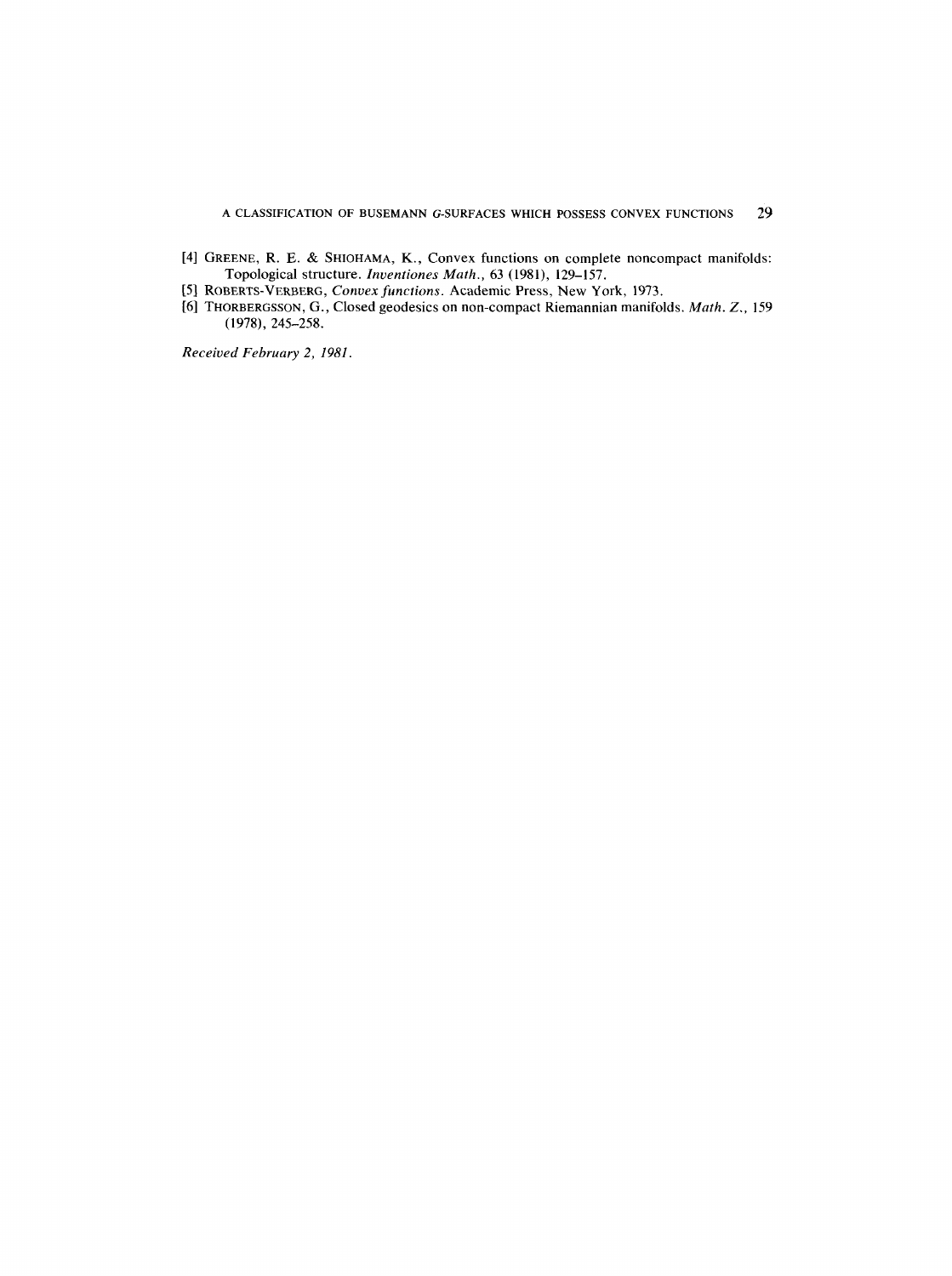[4] GREENE, R. E. & SHIOHAMA, K., Convex functions on complete noncompact manifolds: Topological structure. *Inventiones Math.*, 63 (1981), 129–157.

[5] ROBERTS-VERBERG, *Convex functions*. Academic Press, New York, 1973.

[6] THORBERGSSON, G., Closed geodesics on non-compact Riemannian manifolds. *Math. Z.*, 159 (1978), 245–258.

*Received February 2, 1981.*